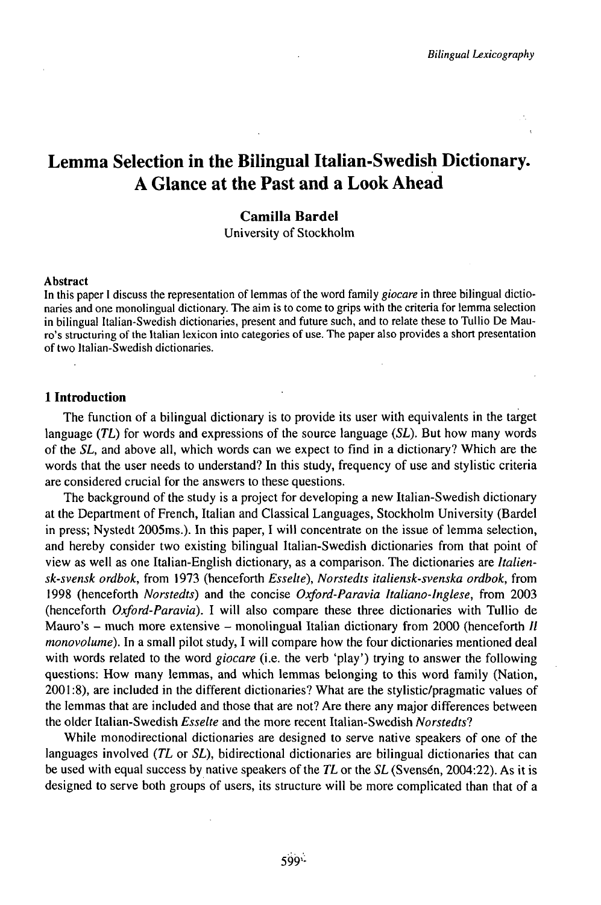# Lemma Selection in the Bilingual Italian-Swedish Dictionary. A Glance at the Past and a Look Ahead

**Camilla Bardel**
University of Stockholm

**Abstract**

In this paper I discuss the representation of lemmas of the word family *giocare* in three bilingual dictionaries and one monolingual dictionary. The aim is to come to grips with the criteria for lemma selection in bilingual Italian-Swedish dictionaries, present and future such, and to relate these to Tullio De Mauro's structuring of the Italian lexicon into categories of use. The paper also provides a short presentation of two Italian-Swedish dictionaries.

## 1 Introduction

The function of a bilingual dictionary is to provide its user with equivalents in the target language (*TL*) for words and expressions of the source language (*SL*). But how many words of the *SL*, and above all, which words can we expect to find in a dictionary? Which are the words that the user needs to understand? In this study, frequency of use and stylistic criteria are considered crucial for the answers to these questions.

The background of the study is a project for developing a new Italian-Swedish dictionary at the Department of French, Italian and Classical Languages, Stockholm University (Bardel in press; Nystedt 2005ms.). In this paper, I will concentrate on the issue of lemma selection, and hereby consider two existing bilingual Italian-Swedish dictionaries from that point of view as well as one Italian-English dictionary, as a comparison. The dictionaries are *Italiensk-svensk ordbok*, from 1973 (henceforth *Esselte*), *Norstedts italiensk-svenska ordbok*, from 1998 (henceforth *Norstedts*) and the concise *Oxford-Paravia Italiano-Inglese*, from 2003 (henceforth *Oxford-Paravia*). I will also compare these three dictionaries with Tullio de Mauro's – much more extensive – monolingual Italian dictionary from 2000 (henceforth *Il monovolume*). In a small pilot study, I will compare how the four dictionaries mentioned deal with words related to the word *giocare* (i.e. the verb 'play') trying to answer the following questions: How many lemmas, and which lemmas belonging to this word family (Nation, 2001:8), are included in the different dictionaries? What are the stylistic/pragmatic values of the lemmas that are included and those that are not? Are there any major differences between the older Italian-Swedish *Esselte* and the more recent Italian-Swedish *Norstedts*?

While monodirectional dictionaries are designed to serve native speakers of one of the languages involved (*TL* or *SL*), bidirectional dictionaries are bilingual dictionaries that can be used with equal success by native speakers of the *TL* or the *SL* (Svensén, 2004:22). As it is designed to serve both groups of users, its structure will be more complicated than that of a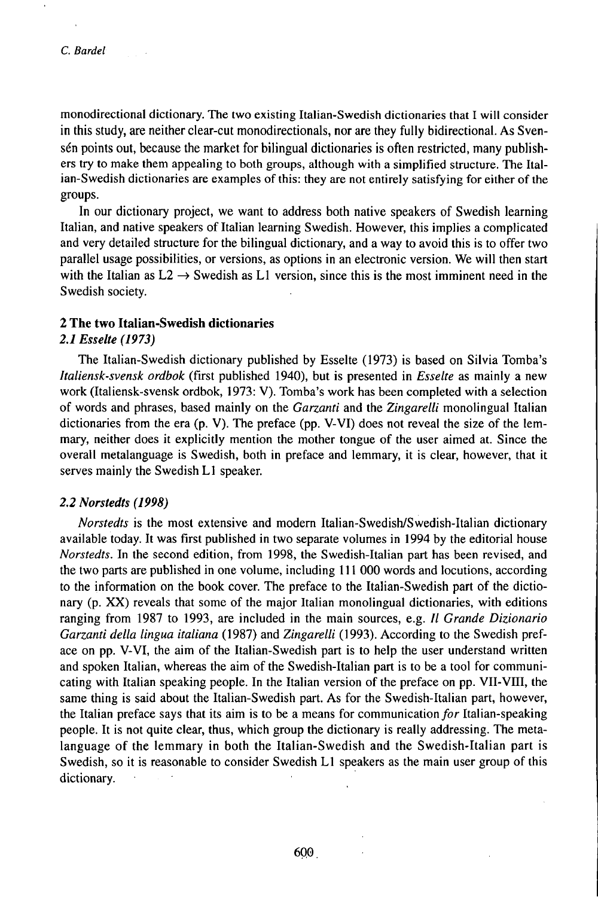monodirectional dictionary. The two existing Italian-Swedish dictionaries that I will consider in this study, are neither clear-cut monodirectionals, nor are they fully bidirectional. As Svensén points out, because the market for bilingual dictionaries is often restricted, many publishers try to make them appealing to both groups, although with a simplified structure. The Italian-Swedish dictionaries are examples of this: they are not entirely satisfying for either of the groups.

In our dictionary project, we want to address both native speakers of Swedish learning Italian, and native speakers of Italian learning Swedish. However, this implies a complicated and very detailed structure for the bilingual dictionary, and a way to avoid this is to offer two parallel usage possibilities, or versions, as options in an electronic version. We will then start with the Italian as L2 → Swedish as L1 version, since this is the most imminent need in the Swedish society.

## 2 The two Italian-Swedish dictionaries

### *2.1 Esselte (1973)*

The Italian-Swedish dictionary published by Esselte (1973) is based on Silvia Tomba's *Italiensk-svensk ordbok* (first published 1940), but is presented in *Esselte* as mainly a new work (Italiensk-svensk ordbok, 1973: V). Tomba's work has been completed with a selection of words and phrases, based mainly on the *Garzanti* and the *Zingarelli* monolingual Italian dictionaries from the era (p. V). The preface (pp. V-VI) does not reveal the size of the lemmary, neither does it explicitly mention the mother tongue of the user aimed at. Since the overall metalanguage is Swedish, both in preface and lemmary, it is clear, however, that it serves mainly the Swedish L1 speaker.

### *2.2 Norstedts (1998)*

*Norstedts* is the most extensive and modern Italian-Swedish/Swedish-Italian dictionary available today. It was first published in two separate volumes in 1994 by the editorial house *Norstedts*. In the second edition, from 1998, the Swedish-Italian part has been revised, and the two parts are published in one volume, including 111 000 words and locutions, according to the information on the book cover. The preface to the Italian-Swedish part of the dictionary (p. XX) reveals that some of the major Italian monolingual dictionaries, with editions ranging from 1987 to 1993, are included in the main sources, e.g. *Il Grande Dizionario Garzanti della lingua italiana* (1987) and *Zingarelli* (1993). According to the Swedish preface on pp. V-VI, the aim of the Italian-Swedish part is to help the user understand written and spoken Italian, whereas the aim of the Swedish-Italian part is to be a tool for communicating with Italian speaking people. In the Italian version of the preface on pp. VII-VIII, the same thing is said about the Italian-Swedish part. As for the Swedish-Italian part, however, the Italian preface says that its aim is to be a means for communication *for* Italian-speaking people. It is not quite clear, thus, which group the dictionary is really addressing. The metalanguage of the lemmary in both the Italian-Swedish and the Swedish-Italian part is Swedish, so it is reasonable to consider Swedish L1 speakers as the main user group of this dictionary.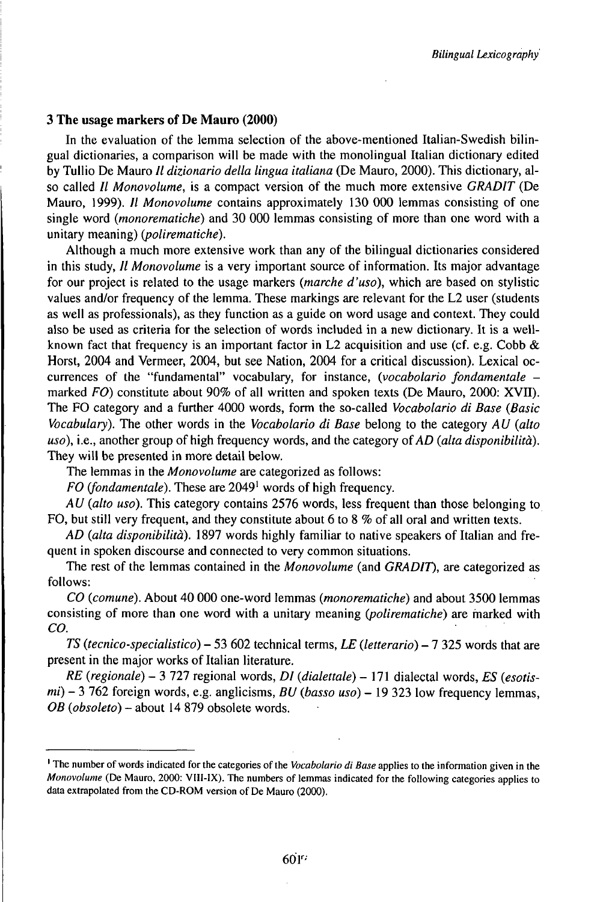### 3 The usage markers of De Mauro (2000)

In the evaluation of the lemma selection of the above-mentioned Italian-Swedish bilingual dictionaries, a comparison will be made with the monolingual Italian dictionary edited by Tullio De Mauro *Il dizionario della lingua italiana* (De Mauro, 2000). This dictionary, also called *Il Monovolume*, is a compact version of the much more extensive *GRADIT* (De Mauro, 1999). *Il Monovolume* contains approximately 130 000 lemmas consisting of one single word (*monorematiche*) and 30 000 lemmas consisting of more than one word with a unitary meaning) (*polirematiche*).

Although a much more extensive work than any of the bilingual dictionaries considered in this study, *Il Monovolume* is a very important source of information. Its major advantage for our project is related to the usage markers (*marche d'uso*), which are based on stylistic values and/or frequency of the lemma. These markings are relevant for the L2 user (students as well as professionals), as they function as a guide on word usage and context. They could also be used as criteria for the selection of words included in a new dictionary. It is a well-known fact that frequency is an important factor in L2 acquisition and use (cf. e.g. Cobb & Horst, 2004 and Vermeer, 2004, but see Nation, 2004 for a critical discussion). Lexical occurrences of the "fundamental" vocabulary, for instance, (*vocabolario fondamentale* – marked *FO*) constitute about 90% of all written and spoken texts (De Mauro, 2000: XVII). The FO category and a further 4000 words, form the so-called *Vocabolario di Base* (*Basic Vocabulary*). The other words in the *Vocabolario di Base* belong to the category *AU* (*alto uso*), i.e., another group of high frequency words, and the category of *AD* (*alta disponibilità*). They will be presented in more detail below.

The lemmas in the *Monovolume* are categorized as follows:

*FO* (*fondamentale*). These are 2049[1] words of high frequency.

*AU* (*alto uso*). This category contains 2576 words, less frequent than those belonging to FO, but still very frequent, and they constitute about 6 to 8 % of all oral and written texts.

*AD* (*alta disponibilità*). 1897 words highly familiar to native speakers of Italian and frequent in spoken discourse and connected to very common situations.

The rest of the lemmas contained in the *Monovolume* (and *GRADIT*), are categorized as follows:

*CO* (*comune*). About 40 000 one-word lemmas (*monorematiche*) and about 3500 lemmas consisting of more than one word with a unitary meaning (*polirematiche*) are marked with *CO*.

*TS* (*tecnico-specialistico*) – 53 602 technical terms, *LE* (*letterario*) – 7 325 words that are present in the major works of Italian literature.

*RE* (*regionale*) – 3 727 regional words, *DI* (*dialettale*) – 171 dialectal words, *ES* (*esotismi*) – 3 762 foreign words, e.g. anglicisms, *BU* (*basso uso*) – 19 323 low frequency lemmas, *OB* (*obsoleto*) – about 14 879 obsolete words.

---

[1] The number of words indicated for the categories of the *Vocabolario di Base* applies to the information given in the *Monovolume* (De Mauro, 2000: VIII-IX). The numbers of lemmas indicated for the following categories applies to data extrapolated from the CD-ROM version of De Mauro (2000).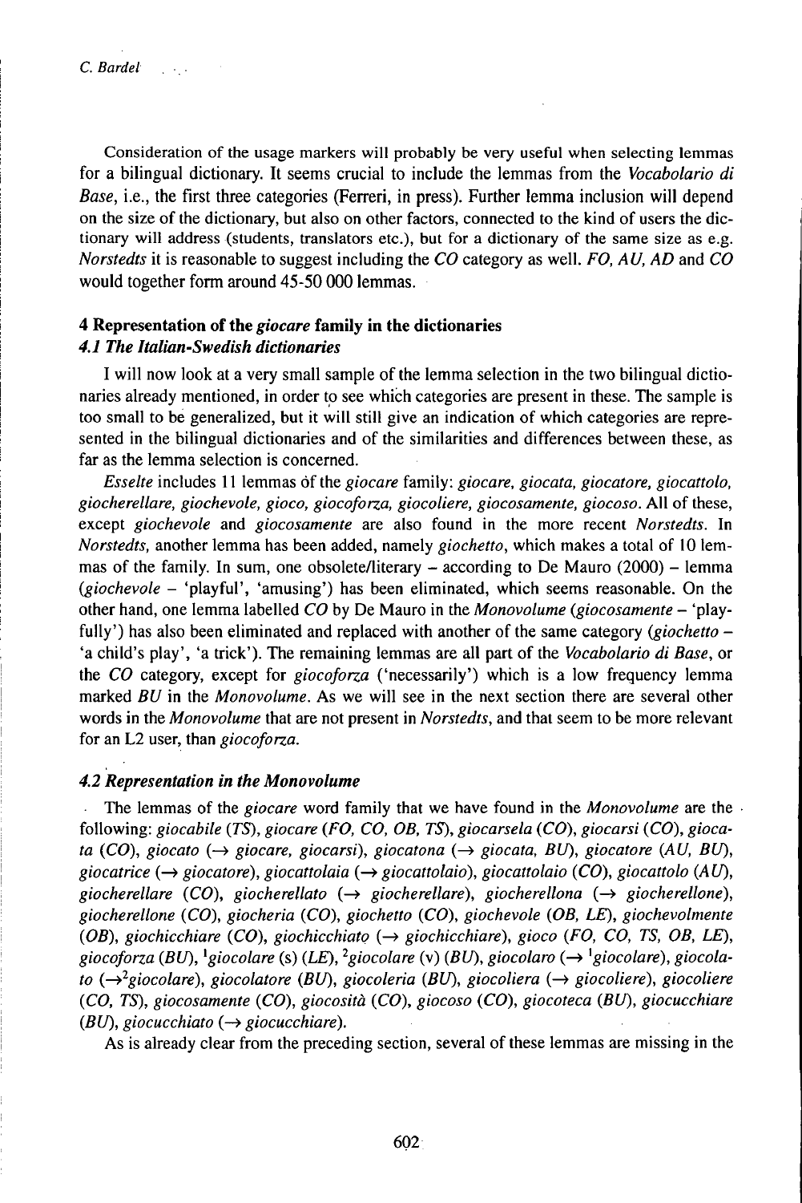Consideration of the usage markers will probably be very useful when selecting lemmas for a bilingual dictionary. It seems crucial to include the lemmas from the *Vocabolario di Base*, i.e., the first three categories (Ferreri, in press). Further lemma inclusion will depend on the size of the dictionary, but also on other factors, connected to the kind of users the dictionary will address (students, translators etc.), but for a dictionary of the same size as e.g. *Norstedts* it is reasonable to suggest including the *CO* category as well. *FO, AU, AD* and *CO* would together form around 45-50 000 lemmas.

## 4 Representation of the *giocare* family in the dictionaries

### *4.1 The Italian-Swedish dictionaries*

I will now look at a very small sample of the lemma selection in the two bilingual dictionaries already mentioned, in order to see which categories are present in these. The sample is too small to be generalized, but it will still give an indication of which categories are represented in the bilingual dictionaries and of the similarities and differences between these, as far as the lemma selection is concerned.

*Esselte* includes 11 lemmas of the *giocare* family: *giocare, giocata, giocatore, giocattolo, giocherellare, giochevole, gioco, giocoforza, giocoliere, giocosamente, giocoso*. All of these, except *giochevole* and *giocosamente* are also found in the more recent *Norstedts*. In *Norstedts*, another lemma has been added, namely *giochetto*, which makes a total of 10 lemmas of the family. In sum, one obsolete/literary – according to De Mauro (2000) – lemma (*giochevole* – 'playful', 'amusing') has been eliminated, which seems reasonable. On the other hand, one lemma labelled *CO* by De Mauro in the *Monovolume* (*giocosamente* – 'playfully') has also been eliminated and replaced with another of the same category (*giochetto* – 'a child's play', 'a trick'). The remaining lemmas are all part of the *Vocabolario di Base*, or the *CO* category, except for *giocoforza* ('necessarily') which is a low frequency lemma marked *BU* in the *Monovolume*. As we will see in the next section there are several other words in the *Monovolume* that are not present in *Norstedts*, and that seem to be more relevant for an L2 user, than *giocoforza*.

### *4.2 Representation in the Monovolume*

The lemmas of the *giocare* word family that we have found in the *Monovolume* are the following: *giocabile* (*TS*), *giocare* (*FO, CO, OB, TS*), *giocarsela* (*CO*), *giocarsi* (*CO*), *giocata* (*CO*), *giocato* (→ *giocare, giocarsi*), *giocatona* (→ *giocata, BU*), *giocatore* (*AU, BU*), *giocatrice* (→ *giocatore*), *giocattolaia* (→ *giocattolaio*), *giocattolaio* (*CO*), *giocattolo* (*AU*), *giocherellare* (*CO*), *giocherellato* (→ *giocherellare*), *giocherellona* (→ *giocherellone*), *giocherellone* (*CO*), *giocheria* (*CO*), *giochetto* (*CO*), *giochevole* (*OB, LE*), *giochevolmente* (*OB*), *giochicchiare* (*CO*), *giochicchiato* (→ *giochicchiare*), *gioco* (*FO, CO, TS, OB, LE*), *giocoforza* (*BU*), [1]*giocolare* (s) (*LE*), [2]*giocolare* (v) (*BU*), *giocolaro* (→ [1]*giocolare*), *giocolato* (→[2]*giocolare*), *giocolatore* (*BU*), *giocoleria* (*BU*), *giocoliera* (→ *giocoliere*), *giocoliere* (*CO, TS*), *giocosamente* (*CO*), *giocosità* (*CO*), *giocoso* (*CO*), *giocoteca* (*BU*), *giocucchiare* (*BU*), *giocucchiato* (→ *giocucchiare*).

As is already clear from the preceding section, several of these lemmas are missing in the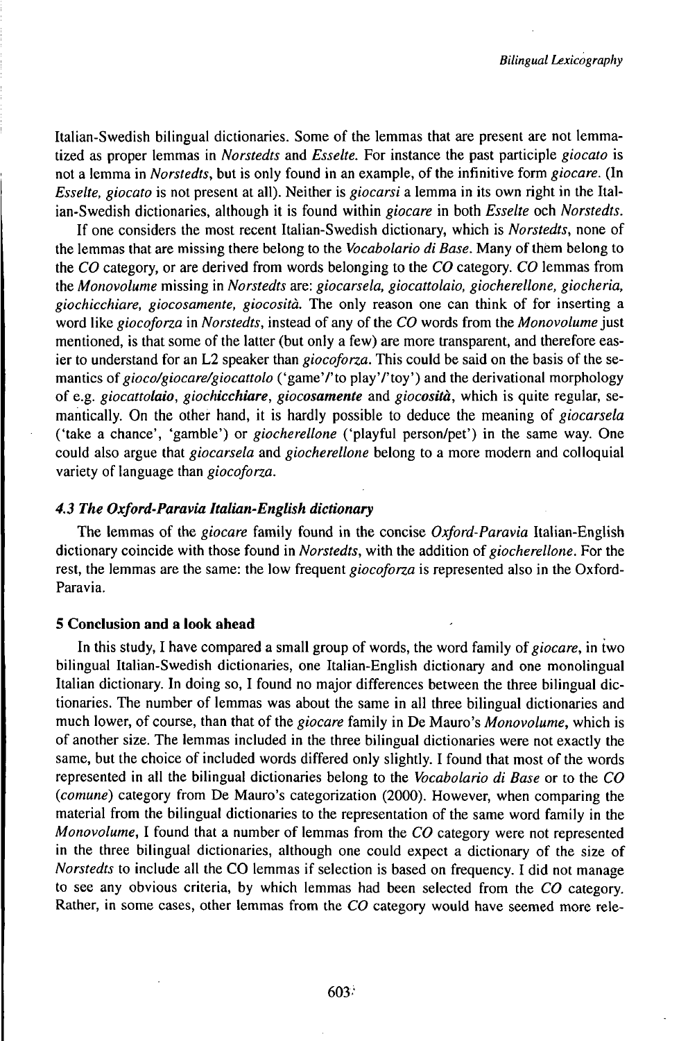Italian-Swedish bilingual dictionaries. Some of the lemmas that are present are not lemmatized as proper lemmas in *Norstedts* and *Esselte*. For instance the past participle *giocato* is not a lemma in *Norstedts*, but is only found in an example, of the infinitive form *giocare*. (In *Esselte*, *giocato* is not present at all). Neither is *giocarsi* a lemma in its own right in the Italian-Swedish dictionaries, although it is found within *giocare* in both *Esselte* och *Norstedts*.

If one considers the most recent Italian-Swedish dictionary, which is *Norstedts*, none of the lemmas that are missing there belong to the *Vocabolario di Base*. Many of them belong to the *CO* category, or are derived from words belonging to the *CO* category. *CO* lemmas from the *Monovolume* missing in *Norstedts* are: *giocarsela, giocattolaio, giocherellone, giocheria, giochicchiare, giocosamente, giocosità*. The only reason one can think of for inserting a word like *giocoforza* in *Norstedts*, instead of any of the *CO* words from the *Monovolume* just mentioned, is that some of the latter (but only a few) are more transparent, and therefore easier to understand for an L2 speaker than *giocoforza*. This could be said on the basis of the semantics of *gioco/giocare/giocattolo* ('game'/'to play'/'toy') and the derivational morphology of e.g. *giocatt**olaio***, *gio**chicchiare***, *gioco**samente*** and *gioco**sità***, which is quite regular, semantically. On the other hand, it is hardly possible to deduce the meaning of *giocarsela* ('take a chance', 'gamble') or *giocherellone* ('playful person/pet') in the same way. One could also argue that *giocarsela* and *giocherellone* belong to a more modern and colloquial variety of language than *giocoforza*.

### *4.3 The Oxford-Paravia Italian-English dictionary*

The lemmas of the *giocare* family found in the concise *Oxford-Paravia* Italian-English dictionary coincide with those found in *Norstedts*, with the addition of *giocherellone*. For the rest, the lemmas are the same: the low frequent *giocoforza* is represented also in the Oxford-Paravia.

## 5 Conclusion and a look ahead

In this study, I have compared a small group of words, the word family of *giocare*, in two bilingual Italian-Swedish dictionaries, one Italian-English dictionary and one monolingual Italian dictionary. In doing so, I found no major differences between the three bilingual dictionaries. The number of lemmas was about the same in all three bilingual dictionaries and much lower, of course, than that of the *giocare* family in De Mauro's *Monovolume*, which is of another size. The lemmas included in the three bilingual dictionaries were not exactly the same, but the choice of included words differed only slightly. I found that most of the words represented in all the bilingual dictionaries belong to the *Vocabolario di Base* or to the *CO* (*comune*) category from De Mauro's categorization (2000). However, when comparing the material from the bilingual dictionaries to the representation of the same word family in the *Monovolume*, I found that a number of lemmas from the *CO* category were not represented in the three bilingual dictionaries, although one could expect a dictionary of the size of *Norstedts* to include all the CO lemmas if selection is based on frequency. I did not manage to see any obvious criteria, by which lemmas had been selected from the *CO* category. Rather, in some cases, other lemmas from the *CO* category would have seemed more rele-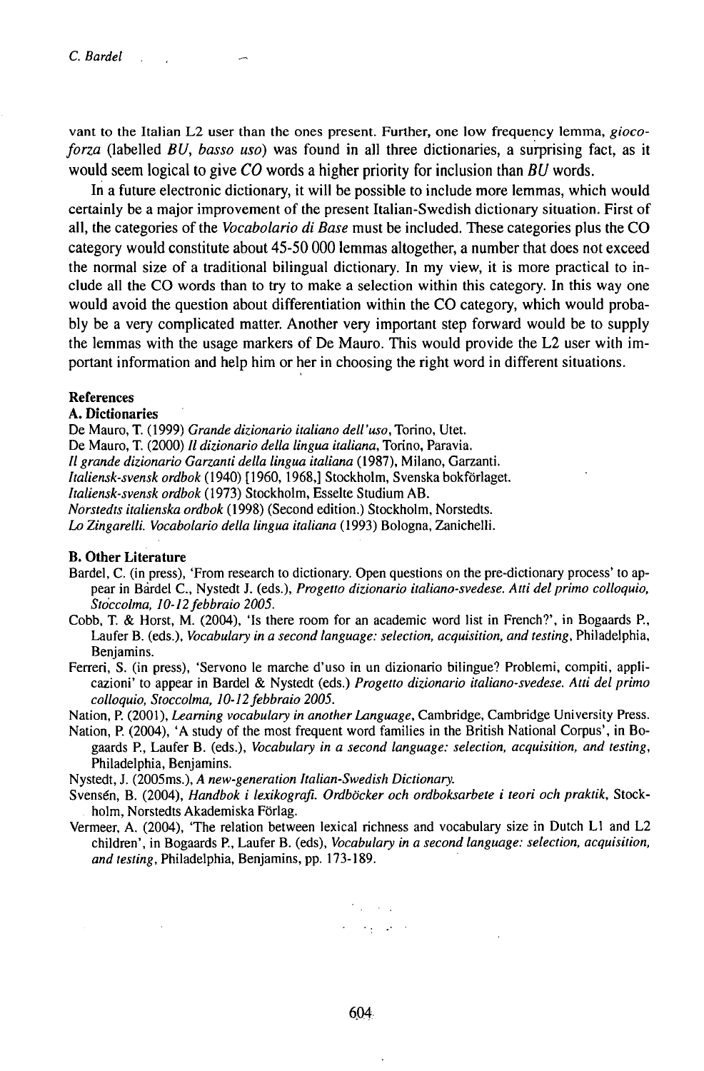vant to the Italian L2 user than the ones present. Further, one low frequency lemma, *gioco-forza* (labelled *BU, basso uso*) was found in all three dictionaries, a surprising fact, as it would seem logical to give *CO* words a higher priority for inclusion than *BU* words.

In a future electronic dictionary, it will be possible to include more lemmas, which would certainly be a major improvement of the present Italian-Swedish dictionary situation. First of all, the categories of the *Vocabolario di Base* must be included. These categories plus the CO category would constitute about 45-50 000 lemmas altogether, a number that does not exceed the normal size of a traditional bilingual dictionary. In my view, it is more practical to include all the CO words than to try to make a selection within this category. In this way one would avoid the question about differentiation within the CO category, which would probably be a very complicated matter. Another very important step forward would be to supply the lemmas with the usage markers of De Mauro. This would provide the L2 user with important information and help him or her in choosing the right word in different situations.

## References

### A. Dictionaries

De Mauro, T. (1999) *Grande dizionario italiano dell'uso*, Torino, Utet.
De Mauro, T. (2000) *Il dizionario della lingua italiana*, Torino, Paravia.
*Il grande dizionario Garzanti della lingua italiana* (1987), Milano, Garzanti.
*Italiensk-svensk ordbok* (1940) [1960, 1968,] Stockholm, Svenska bokförlaget.
*Italiensk-svensk ordbok* (1973) Stockholm, Esselte Studium AB.
*Norstedts italienska ordbok* (1998) (Second edition.) Stockholm, Norstedts.
*Lo Zingarelli. Vocabolario della lingua italiana* (1993) Bologna, Zanichelli.

### B. Other Literature

Bardel, C. (in press), 'From research to dictionary. Open questions on the pre-dictionary process' to appear in Bardel C., Nystedt J. (eds.), *Progetto dizionario italiano-svedese. Atti del primo colloquio, Stoccolma, 10-12 febbraio 2005.*

Cobb, T. & Horst, M. (2004), 'Is there room for an academic word list in French?', in Bogaards P., Laufer B. (eds.), *Vocabulary in a second language: selection, acquisition, and testing*, Philadelphia, Benjamins.

Ferreri, S. (in press), 'Servono le marche d'uso in un dizionario bilingue? Problemi, compiti, applicazioni' to appear in Bardel & Nystedt (eds.) *Progetto dizionario italiano-svedese. Atti del primo colloquio, Stoccolma, 10-12 febbraio 2005.*

Nation, P. (2001), *Learning vocabulary in another Language*, Cambridge, Cambridge University Press.

Nation, P. (2004), 'A study of the most frequent word families in the British National Corpus', in Bogaards P., Laufer B. (eds.), *Vocabulary in a second language: selection, acquisition, and testing*, Philadelphia, Benjamins.

Nystedt, J. (2005ms.), *A new-generation Italian-Swedish Dictionary.*

Svensén, B. (2004), *Handbok i lexikografi. Ordböcker och ordboksarbete i teori och praktik*, Stockholm, Norstedts Akademiska Förlag.

Vermeer, A. (2004), 'The relation between lexical richness and vocabulary size in Dutch L1 and L2 children', in Bogaards P., Laufer B. (eds), *Vocabulary in a second language: selection, acquisition, and testing*, Philadelphia, Benjamins, pp. 173-189.